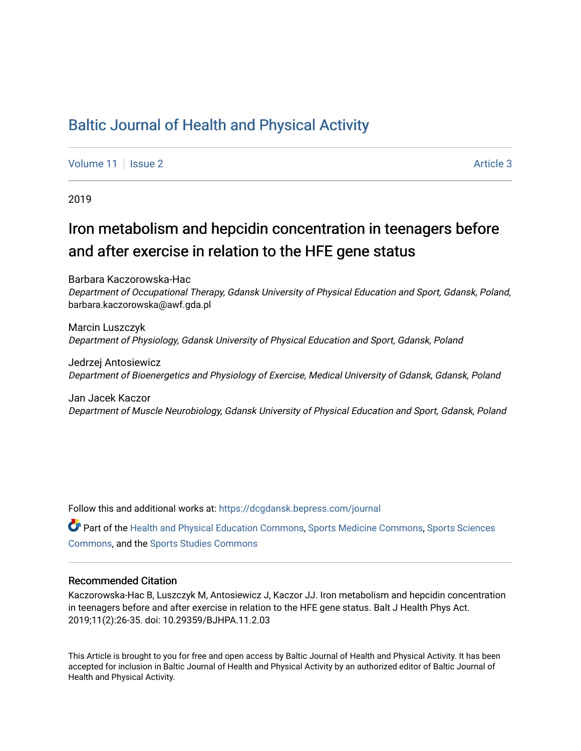# Baltic Journal of Health and Physical Activity

Volume 11 | Issue 2 | Article 3

2019

## Iron metabolism and hepcidin concentration in teenagers before and after exercise in relation to the HFE gene status

Barbara Kaczorowska-Hac
*Department of Occupational Therapy, Gdansk University of Physical Education and Sport, Gdansk, Poland*, barbara.kaczorowska@awf.gda.pl

Marcin Luszczyk
*Department of Physiology, Gdansk University of Physical Education and Sport, Gdansk, Poland*

Jedrzej Antosiewicz
*Department of Bioenergetics and Physiology of Exercise, Medical University of Gdansk, Gdansk, Poland*

Jan Jacek Kaczor
*Department of Muscle Neurobiology, Gdansk University of Physical Education and Sport, Gdansk, Poland*

Follow this and additional works at: https://dcgdansk.bepress.com/journal

Part of the Health and Physical Education Commons, Sports Medicine Commons, Sports Sciences Commons, and the Sports Studies Commons

### Recommended Citation

Kaczorowska-Hac B, Luszczyk M, Antosiewicz J, Kaczor JJ. Iron metabolism and hepcidin concentration in teenagers before and after exercise in relation to the HFE gene status. Balt J Health Phys Act. 2019;11(2):26-35. doi: 10.29359/BJHPA.11.2.03

This Article is brought to you for free and open access by Baltic Journal of Health and Physical Activity. It has been accepted for inclusion in Baltic Journal of Health and Physical Activity by an authorized editor of Baltic Journal of Health and Physical Activity.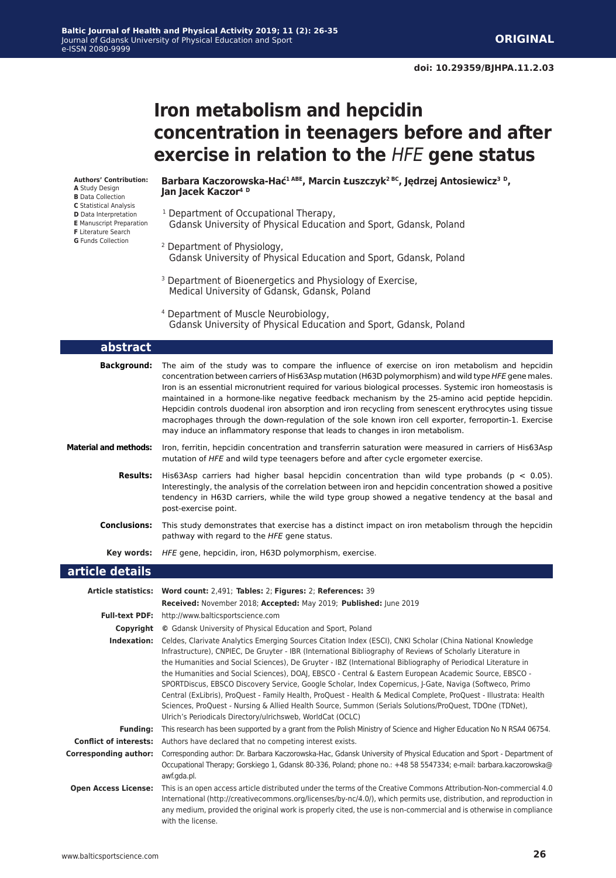# Iron metabolism and hepcidin concentration in teenagers before and after exercise in relation to the *HFE* gene status

**Authors' Contribution:**
**A** Study Design
**B** Data Collection
**C** Statistical Analysis
**D** Data Interpretation
**E** Manuscript Preparation
**F** Literature Search
**G** Funds Collection

**Barbara Kaczorowska-Hać[1 ABE], Marcin Łuszczyk[2 BC], Jędrzej Antosiewicz[3 D], Jan Jacek Kaczor[4 D]**

[1] Department of Occupational Therapy, Gdansk University of Physical Education and Sport, Gdansk, Poland

[2] Department of Physiology, Gdansk University of Physical Education and Sport, Gdansk, Poland

[3] Department of Bioenergetics and Physiology of Exercise, Medical University of Gdansk, Gdansk, Poland

[4] Department of Muscle Neurobiology, Gdansk University of Physical Education and Sport, Gdansk, Poland

## abstract

**Background:** The aim of the study was to compare the influence of exercise on iron metabolism and hepcidin concentration between carriers of His63Asp mutation (H63D polymorphism) and wild type *HFE* gene males. Iron is an essential micronutrient required for various biological processes. Systemic iron homeostasis is maintained in a hormone-like negative feedback mechanism by the 25-amino acid peptide hepcidin. Hepcidin controls duodenal iron absorption and iron recycling from senescent erythrocytes using tissue macrophages through the down-regulation of the sole known iron cell exporter, ferroportin-1. Exercise may induce an inflammatory response that leads to changes in iron metabolism.

**Material and methods:** Iron, ferritin, hepcidin concentration and transferrin saturation were measured in carriers of His63Asp mutation of *HFE* and wild type teenagers before and after cycle ergometer exercise.

**Results:** His63Asp carriers had higher basal hepcidin concentration than wild type probands ($p < 0.05$). Interestingly, the analysis of the correlation between iron and hepcidin concentration showed a positive tendency in H63D carriers, while the wild type group showed a negative tendency at the basal and post-exercise point.

**Conclusions:** This study demonstrates that exercise has a distinct impact on iron metabolism through the hepcidin pathway with regard to the *HFE* gene status.

**Key words:** *HFE* gene, hepcidin, iron, H63D polymorphism, exercise.

## article details

**Article statistics:** **Word count:** 2,491; **Tables:** 2; **Figures:** 2; **References:** 39
**Received:** November 2018; **Accepted:** May 2019; **Published:** June 2019

**Full-text PDF:** http://www.balticsportscience.com

**Copyright** © Gdansk University of Physical Education and Sport, Poland

**Indexation:** Celdes, Clarivate Analytics Emerging Sources Citation Index (ESCI), CNKI Scholar (China National Knowledge Infrastructure), CNPIEC, De Gruyter - IBR (International Bibliography of Reviews of Scholarly Literature in the Humanities and Social Sciences), De Gruyter - IBZ (International Bibliography of Periodical Literature in the Humanities and Social Sciences), DOAJ, EBSCO - Central & Eastern European Academic Source, EBSCO - SPORTDiscus, EBSCO Discovery Service, Google Scholar, Index Copernicus, J-Gate, Naviga (Softweco, Primo Central (ExLibris), ProQuest - Family Health, ProQuest - Health & Medical Complete, ProQuest - Illustrata: Health Sciences, ProQuest - Nursing & Allied Health Source, Summon (Serials Solutions/ProQuest, TDOne (TDNet), Ulrich's Periodicals Directory/ulrichsweb, WorldCat (OCLC)

**Funding:** This research has been supported by a grant from the Polish Ministry of Science and Higher Education No N RSA4 06754.

**Conflict of interests:** Authors have declared that no competing interest exists.

**Corresponding author:** Corresponding author: Dr. Barbara Kaczorowska-Hac, Gdansk University of Physical Education and Sport - Department of Occupational Therapy; Gorskiego 1, Gdansk 80-336, Poland; phone no.: +48 58 5547334; e-mail: barbara.kaczorowska@awf.gda.pl.

**Open Access License:** This is an open access article distributed under the terms of the Creative Commons Attribution-Non-commercial 4.0 International (http://creativecommons.org/licenses/by-nc/4.0/), which permits use, distribution, and reproduction in any medium, provided the original work is properly cited, the use is non-commercial and is otherwise in compliance with the license.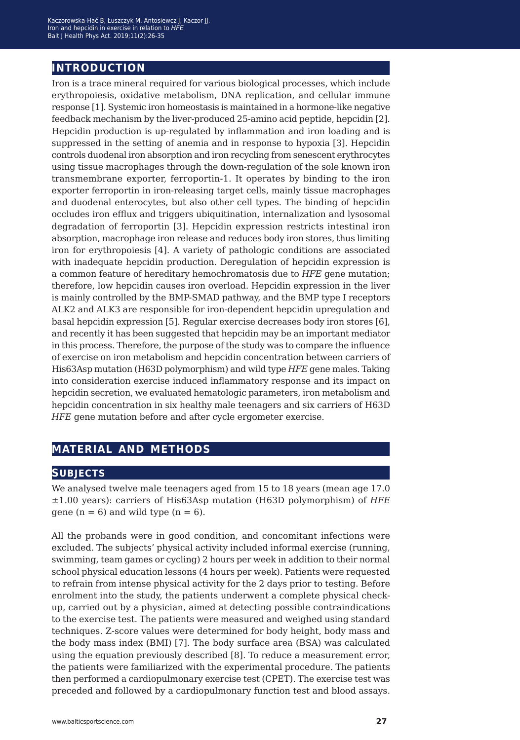## INTRODUCTION

Iron is a trace mineral required for various biological processes, which include erythropoiesis, oxidative metabolism, DNA replication, and cellular immune response [1]. Systemic iron homeostasis is maintained in a hormone-like negative feedback mechanism by the liver-produced 25-amino acid peptide, hepcidin [2]. Hepcidin production is up-regulated by inflammation and iron loading and is suppressed in the setting of anemia and in response to hypoxia [3]. Hepcidin controls duodenal iron absorption and iron recycling from senescent erythrocytes using tissue macrophages through the down-regulation of the sole known iron transmembrane exporter, ferroportin-1. It operates by binding to the iron exporter ferroportin in iron-releasing target cells, mainly tissue macrophages and duodenal enterocytes, but also other cell types. The binding of hepcidin occludes iron efflux and triggers ubiquitination, internalization and lysosomal degradation of ferroportin [3]. Hepcidin expression restricts intestinal iron absorption, macrophage iron release and reduces body iron stores, thus limiting iron for erythropoiesis [4]. A variety of pathologic conditions are associated with inadequate hepcidin production. Deregulation of hepcidin expression is a common feature of hereditary hemochromatosis due to *HFE* gene mutation; therefore, low hepcidin causes iron overload. Hepcidin expression in the liver is mainly controlled by the BMP-SMAD pathway, and the BMP type I receptors ALK2 and ALK3 are responsible for iron-dependent hepcidin upregulation and basal hepcidin expression [5]. Regular exercise decreases body iron stores [6], and recently it has been suggested that hepcidin may be an important mediator in this process. Therefore, the purpose of the study was to compare the influence of exercise on iron metabolism and hepcidin concentration between carriers of His63Asp mutation (H63D polymorphism) and wild type *HFE* gene males. Taking into consideration exercise induced inflammatory response and its impact on hepcidin secretion, we evaluated hematologic parameters, iron metabolism and hepcidin concentration in six healthy male teenagers and six carriers of H63D *HFE* gene mutation before and after cycle ergometer exercise.

## MATERIAL AND METHODS

### SUBJECTS

We analysed twelve male teenagers aged from 15 to 18 years (mean age 17.0 ±1.00 years): carriers of His63Asp mutation (H63D polymorphism) of *HFE* gene ($n = 6$) and wild type ($n = 6$).

All the probands were in good condition, and concomitant infections were excluded. The subjects' physical activity included informal exercise (running, swimming, team games or cycling) 2 hours per week in addition to their normal school physical education lessons (4 hours per week). Patients were requested to refrain from intense physical activity for the 2 days prior to testing. Before enrolment into the study, the patients underwent a complete physical check-up, carried out by a physician, aimed at detecting possible contraindications to the exercise test. The patients were measured and weighed using standard techniques. Z-score values were determined for body height, body mass and the body mass index (BMI) [7]. The body surface area (BSA) was calculated using the equation previously described [8]. To reduce a measurement error, the patients were familiarized with the experimental procedure. The patients then performed a cardiopulmonary exercise test (CPET). The exercise test was preceded and followed by a cardiopulmonary function test and blood assays.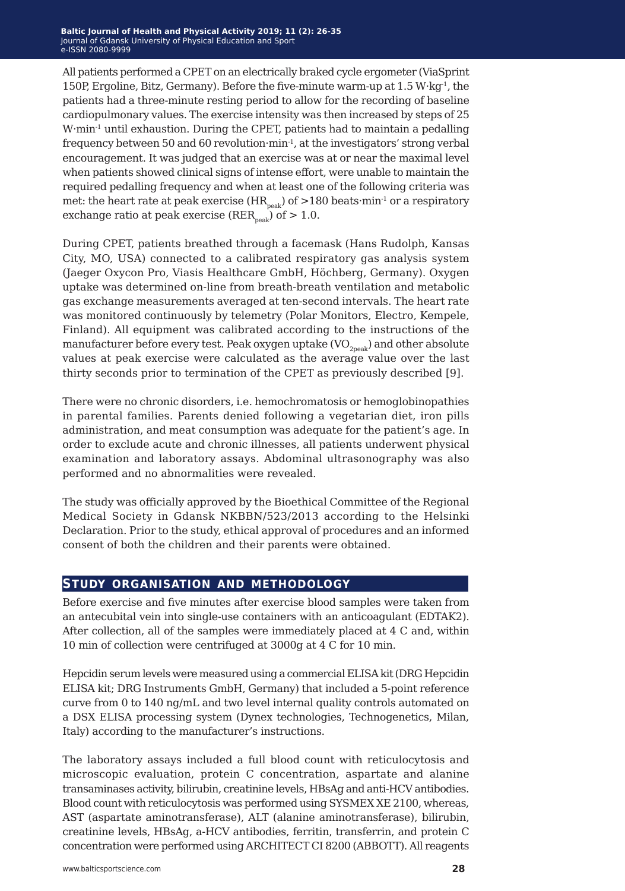All patients performed a CPET on an electrically braked cycle ergometer (ViaSprint 150P, Ergoline, Bitz, Germany). Before the five-minute warm-up at 1.5 $W \cdot kg^{-1}$, the patients had a three-minute resting period to allow for the recording of baseline cardiopulmonary values. The exercise intensity was then increased by steps of 25 $W \cdot min^{-1}$ until exhaustion. During the CPET, patients had to maintain a pedalling frequency between 50 and 60 revolution$\cdot min^{-1}$, at the investigators' strong verbal encouragement. It was judged that an exercise was at or near the maximal level when patients showed clinical signs of intense effort, were unable to maintain the required pedalling frequency and when at least one of the following criteria was met: the heart rate at peak exercise ($HR_{peak}$) of >180 beats$\cdot min^{-1}$ or a respiratory exchange ratio at peak exercise ($RER_{peak}$) of > 1.0.

During CPET, patients breathed through a facemask (Hans Rudolph, Kansas City, MO, USA) connected to a calibrated respiratory gas analysis system (Jaeger Oxycon Pro, Viasis Healthcare GmbH, Höchberg, Germany). Oxygen uptake was determined on-line from breath-breath ventilation and metabolic gas exchange measurements averaged at ten-second intervals. The heart rate was monitored continuously by telemetry (Polar Monitors, Electro, Kempele, Finland). All equipment was calibrated according to the instructions of the manufacturer before every test. Peak oxygen uptake ($VO_{2peak}$) and other absolute values at peak exercise were calculated as the average value over the last thirty seconds prior to termination of the CPET as previously described [9].

There were no chronic disorders, i.e. hemochromatosis or hemoglobinopathies in parental families. Parents denied following a vegetarian diet, iron pills administration, and meat consumption was adequate for the patient's age. In order to exclude acute and chronic illnesses, all patients underwent physical examination and laboratory assays. Abdominal ultrasonography was also performed and no abnormalities were revealed.

The study was officially approved by the Bioethical Committee of the Regional Medical Society in Gdansk NKBBN/523/2013 according to the Helsinki Declaration. Prior to the study, ethical approval of procedures and an informed consent of both the children and their parents were obtained.

## Study organisation and methodology

Before exercise and five minutes after exercise blood samples were taken from an antecubital vein into single-use containers with an anticoagulant (EDTAK2). After collection, all of the samples were immediately placed at 4 C and, within 10 min of collection were centrifuged at 3000g at 4 C for 10 min.

Hepcidin serum levels were measured using a commercial ELISA kit (DRG Hepcidin ELISA kit; DRG Instruments GmbH, Germany) that included a 5-point reference curve from 0 to 140 ng/mL and two level internal quality controls automated on a DSX ELISA processing system (Dynex technologies, Technogenetics, Milan, Italy) according to the manufacturer's instructions.

The laboratory assays included a full blood count with reticulocytosis and microscopic evaluation, protein C concentration, aspartate and alanine transaminases activity, bilirubin, creatinine levels, HBsAg and anti-HCV antibodies. Blood count with reticulocytosis was performed using SYSMEX XE 2100, whereas, AST (aspartate aminotransferase), ALT (alanine aminotransferase), bilirubin, creatinine levels, HBsAg, a-HCV antibodies, ferritin, transferrin, and protein C concentration were performed using ARCHITECT CI 8200 (ABBOTT). All reagents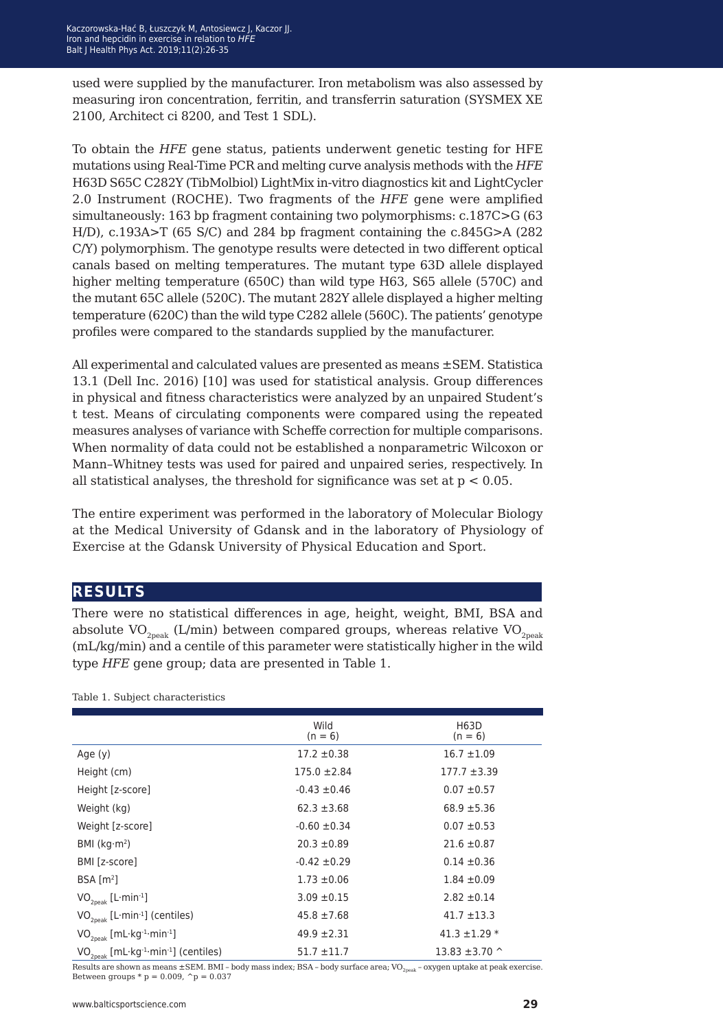used were supplied by the manufacturer. Iron metabolism was also assessed by measuring iron concentration, ferritin, and transferrin saturation (SYSMEX XE 2100, Architect ci 8200, and Test 1 SDL).

To obtain the *HFE* gene status, patients underwent genetic testing for HFE mutations using Real-Time PCR and melting curve analysis methods with the *HFE* H63D S65C C282Y (TibMolbiol) LightMix in-vitro diagnostics kit and LightCycler 2.0 Instrument (ROCHE). Two fragments of the *HFE* gene were amplified simultaneously: 163 bp fragment containing two polymorphisms: c.187C>G (63 H/D), c.193A>T (65 S/C) and 284 bp fragment containing the c.845G>A (282 C/Y) polymorphism. The genotype results were detected in two different optical canals based on melting temperatures. The mutant type 63D allele displayed higher melting temperature (650C) than wild type H63, S65 allele (570C) and the mutant 65C allele (520C). The mutant 282Y allele displayed a higher melting temperature (620C) than the wild type C282 allele (560C). The patients' genotype profiles were compared to the standards supplied by the manufacturer.

All experimental and calculated values are presented as means ±SEM. Statistica 13.1 (Dell Inc. 2016) [10] was used for statistical analysis. Group differences in physical and fitness characteristics were analyzed by an unpaired Student's t test. Means of circulating components were compared using the repeated measures analyses of variance with Scheffe correction for multiple comparisons. When normality of data could not be established a nonparametric Wilcoxon or Mann–Whitney tests was used for paired and unpaired series, respectively. In all statistical analyses, the threshold for significance was set at $p < 0.05$.

The entire experiment was performed in the laboratory of Molecular Biology at the Medical University of Gdansk and in the laboratory of Physiology of Exercise at the Gdansk University of Physical Education and Sport.

## RESULTS

There were no statistical differences in age, height, weight, BMI, BSA and absolute $VO_{2peak}$ (L/min) between compared groups, whereas relative $VO_{2peak}$ (mL/kg/min) and a centile of this parameter were statistically higher in the wild type *HFE* gene group; data are presented in Table 1.

Table 1. Subject characteristics

| | Wild (n = 6) | H63D (n = 6) |
|---|---|---|
| Age (y) | 17.2 ±0.38 | 16.7 ±1.09 |
| Height (cm) | 175.0 ±2.84 | 177.7 ±3.39 |
| Height [z-score] | -0.43 ±0.46 | 0.07 ±0.57 |
| Weight (kg) | 62.3 ±3.68 | 68.9 ±5.36 |
| Weight [z-score] | -0.60 ±0.34 | 0.07 ±0.53 |
| BMI ($kg{\cdot}m^2$) | 20.3 ±0.89 | 21.6 ±0.87 |
| BMI [z-score] | -0.42 ±0.29 | 0.14 ±0.36 |
| BSA [$m^2$] | 1.73 ±0.06 | 1.84 ±0.09 |
| $VO_{2peak}$ [$L{\cdot}min^{-1}$] | 3.09 ±0.15 | 2.82 ±0.14 |
| $VO_{2peak}$ [$L{\cdot}min^{-1}$] (centiles) | 45.8 ±7.68 | 41.7 ±13.3 |
| $VO_{2peak}$ [$mL{\cdot}kg^{-1}{\cdot}min^{-1}$] | 49.9 ±2.31 | 41.3 ±1.29 * |
| $VO_{2peak}$ [$mL{\cdot}kg^{-1}{\cdot}min^{-1}$] (centiles) | 51.7 ±11.7 | 13.83 ±3.70 ^ |

Results are shown as means ±SEM. BMI – body mass index; BSA – body surface area; $VO_{2peak}$ – oxygen uptake at peak exercise. Between groups * p = 0.009, ^p = 0.037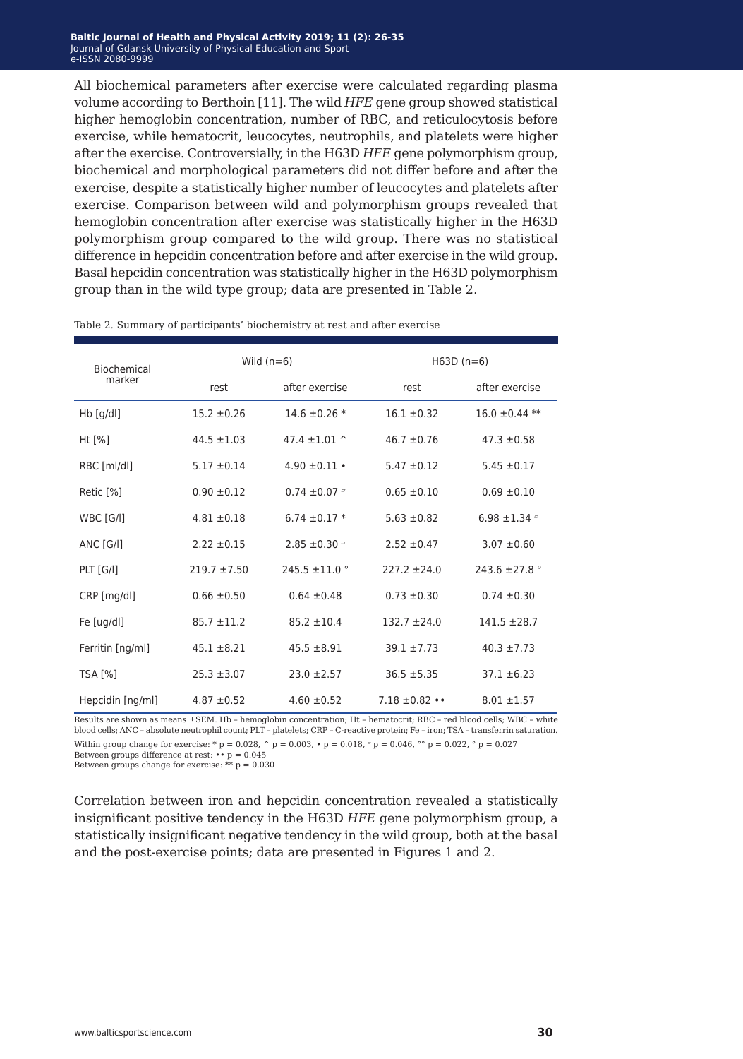All biochemical parameters after exercise were calculated regarding plasma volume according to Berthoin [11]. The wild *HFE* gene group showed statistical higher hemoglobin concentration, number of RBC, and reticulocytosis before exercise, while hematocrit, leucocytes, neutrophils, and platelets were higher after the exercise. Controversially, in the H63D *HFE* gene polymorphism group, biochemical and morphological parameters did not differ before and after the exercise, despite a statistically higher number of leucocytes and platelets after exercise. Comparison between wild and polymorphism groups revealed that hemoglobin concentration after exercise was statistically higher in the H63D polymorphism group compared to the wild group. There was no statistical difference in hepcidin concentration before and after exercise in the wild group. Basal hepcidin concentration was statistically higher in the H63D polymorphism group than in the wild type group; data are presented in Table 2.

Table 2. Summary of participants' biochemistry at rest and after exercise

| Biochemical marker | Wild (n=6) | | H63D (n=6) | |
|---|---|---|---|---|
| | rest | after exercise | rest | after exercise |
| Hb [g/dl] | 15.2 ±0.26 | 14.6 ±0.26 * | 16.1 ±0.32 | 16.0 ±0.44 ** |
| Ht [%] | 44.5 ±1.03 | 47.4 ±1.01 ^ | 46.7 ±0.76 | 47.3 ±0.58 |
| RBC [ml/dl] | 5.17 ±0.14 | 4.90 ±0.11 • | 5.47 ±0.12 | 5.45 ±0.17 |
| Retic [%] | 0.90 ±0.12 | 0.74 ±0.07 ▫ | 0.65 ±0.10 | 0.69 ±0.10 |
| WBC [G/l] | 4.81 ±0.18 | 6.74 ±0.17 * | 5.63 ±0.82 | 6.98 ±1.34 ▫ |
| ANC [G/l] | 2.22 ±0.15 | 2.85 ±0.30 ▫ | 2.52 ±0.47 | 3.07 ±0.60 |
| PLT [G/l] | 219.7 ±7.50 | 245.5 ±11.0 ° | 227.2 ±24.0 | 243.6 ±27.8 ° |
| CRP [mg/dl] | 0.66 ±0.50 | 0.64 ±0.48 | 0.73 ±0.30 | 0.74 ±0.30 |
| Fe [ug/dl] | 85.7 ±11.2 | 85.2 ±10.4 | 132.7 ±24.0 | 141.5 ±28.7 |
| Ferritin [ng/ml] | 45.1 ±8.21 | 45.5 ±8.91 | 39.1 ±7.73 | 40.3 ±7.73 |
| TSA [%] | 25.3 ±3.07 | 23.0 ±2.57 | 36.5 ±5.35 | 37.1 ±6.23 |
| Hepcidin [ng/ml] | 4.87 ±0.52 | 4.60 ±0.52 | 7.18 ±0.82 •• | 8.01 ±1.57 |

Results are shown as means ±SEM. Hb – hemoglobin concentration; Ht – hematocrit; RBC – red blood cells; WBC – white blood cells; ANC – absolute neutrophil count; PLT – platelets; CRP – C-reactive protein; Fe – iron; TSA – transferrin saturation.

Within group change for exercise: * p = 0.028, ^ p = 0.003, • p = 0.018, ▫ p = 0.046, °° p = 0.022, ° p = 0.027

Between groups difference at rest: •• p = 0.045

Between groups change for exercise: ** p = 0.030

Correlation between iron and hepcidin concentration revealed a statistically insignificant positive tendency in the H63D *HFE* gene polymorphism group, a statistically insignificant negative tendency in the wild group, both at the basal and the post-exercise points; data are presented in Figures 1 and 2.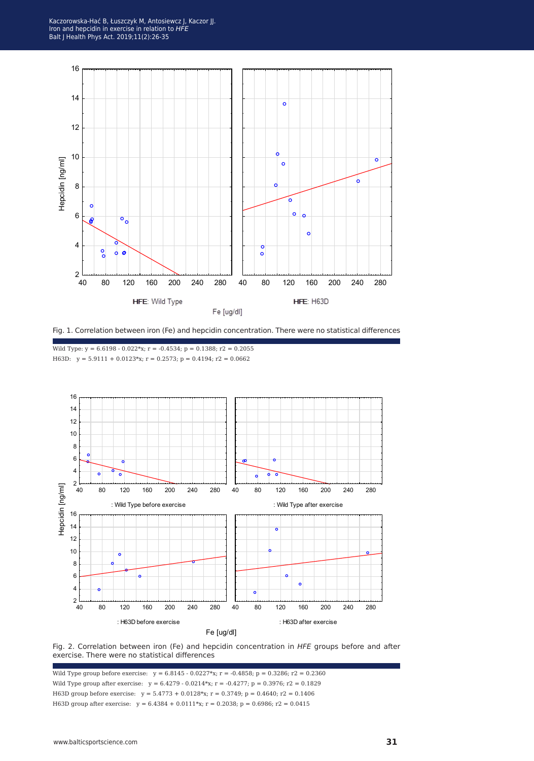Fig. 1. Correlation between iron (Fe) and hepcidin concentration. There were no statistical differences

Wild Type: $y = 6.6198 - 0.022*x$; $r = -0.4534$; $p = 0.1388$; $r2 = 0.2055$

H63D: $y = 5.9111 + 0.0123*x$; $r = 0.2573$; $p = 0.4194$; $r2 = 0.0662$

Fig. 2. Correlation between iron (Fe) and hepcidin concentration in *HFE* groups before and after exercise. There were no statistical differences

Wild Type group before exercise: $y = 6.8145 - 0.0227*x$; $r = -0.4858$; $p = 0.3286$; $r2 = 0.2360$

Wild Type group after exercise: $y = 6.4279 - 0.0214*x$; $r = -0.4277$; $p = 0.3976$; $r2 = 0.1829$

H63D group before exercise: $y = 5.4773 + 0.0128*x$; $r = 0.3749$; $p = 0.4640$; $r2 = 0.1406$

H63D group after exercise: $y = 6.4384 + 0.0111*x$; $r = 0.2038$; $p = 0.6986$; $r2 = 0.0415$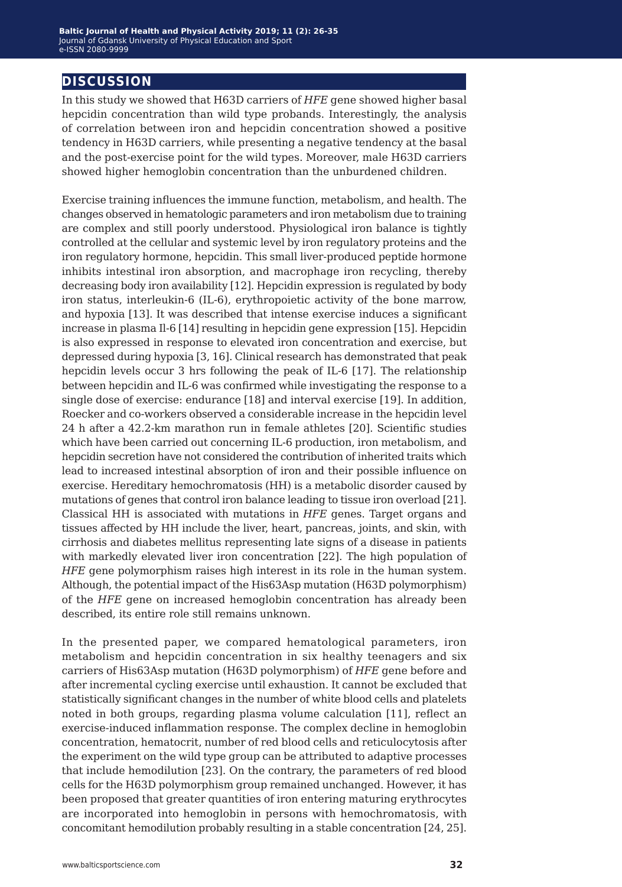## DISCUSSION

In this study we showed that H63D carriers of *HFE* gene showed higher basal hepcidin concentration than wild type probands. Interestingly, the analysis of correlation between iron and hepcidin concentration showed a positive tendency in H63D carriers, while presenting a negative tendency at the basal and the post-exercise point for the wild types. Moreover, male H63D carriers showed higher hemoglobin concentration than the unburdened children.

Exercise training influences the immune function, metabolism, and health. The changes observed in hematologic parameters and iron metabolism due to training are complex and still poorly understood. Physiological iron balance is tightly controlled at the cellular and systemic level by iron regulatory proteins and the iron regulatory hormone, hepcidin. This small liver-produced peptide hormone inhibits intestinal iron absorption, and macrophage iron recycling, thereby decreasing body iron availability [12]. Hepcidin expression is regulated by body iron status, interleukin-6 (IL-6), erythropoietic activity of the bone marrow, and hypoxia [13]. It was described that intense exercise induces a significant increase in plasma Il-6 [14] resulting in hepcidin gene expression [15]. Hepcidin is also expressed in response to elevated iron concentration and exercise, but depressed during hypoxia [3, 16]. Clinical research has demonstrated that peak hepcidin levels occur 3 hrs following the peak of IL-6 [17]. The relationship between hepcidin and IL-6 was confirmed while investigating the response to a single dose of exercise: endurance [18] and interval exercise [19]. In addition, Roecker and co-workers observed a considerable increase in the hepcidin level 24 h after a 42.2-km marathon run in female athletes [20]. Scientific studies which have been carried out concerning IL-6 production, iron metabolism, and hepcidin secretion have not considered the contribution of inherited traits which lead to increased intestinal absorption of iron and their possible influence on exercise. Hereditary hemochromatosis (HH) is a metabolic disorder caused by mutations of genes that control iron balance leading to tissue iron overload [21]. Classical HH is associated with mutations in *HFE* genes. Target organs and tissues affected by HH include the liver, heart, pancreas, joints, and skin, with cirrhosis and diabetes mellitus representing late signs of a disease in patients with markedly elevated liver iron concentration [22]. The high population of *HFE* gene polymorphism raises high interest in its role in the human system. Although, the potential impact of the His63Asp mutation (H63D polymorphism) of the *HFE* gene on increased hemoglobin concentration has already been described, its entire role still remains unknown.

In the presented paper, we compared hematological parameters, iron metabolism and hepcidin concentration in six healthy teenagers and six carriers of His63Asp mutation (H63D polymorphism) of *HFE* gene before and after incremental cycling exercise until exhaustion. It cannot be excluded that statistically significant changes in the number of white blood cells and platelets noted in both groups, regarding plasma volume calculation [11], reflect an exercise-induced inflammation response. The complex decline in hemoglobin concentration, hematocrit, number of red blood cells and reticulocytosis after the experiment on the wild type group can be attributed to adaptive processes that include hemodilution [23]. On the contrary, the parameters of red blood cells for the H63D polymorphism group remained unchanged. However, it has been proposed that greater quantities of iron entering maturing erythrocytes are incorporated into hemoglobin in persons with hemochromatosis, with concomitant hemodilution probably resulting in a stable concentration [24, 25].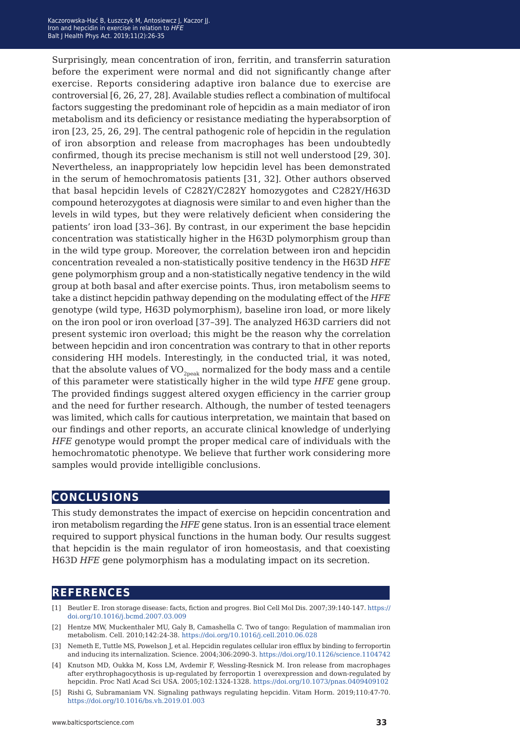Surprisingly, mean concentration of iron, ferritin, and transferrin saturation before the experiment were normal and did not significantly change after exercise. Reports considering adaptive iron balance due to exercise are controversial [6, 26, 27, 28]. Available studies reflect a combination of multifocal factors suggesting the predominant role of hepcidin as a main mediator of iron metabolism and its deficiency or resistance mediating the hyperabsorption of iron [23, 25, 26, 29]. The central pathogenic role of hepcidin in the regulation of iron absorption and release from macrophages has been undoubtedly confirmed, though its precise mechanism is still not well understood [29, 30]. Nevertheless, an inappropriately low hepcidin level has been demonstrated in the serum of hemochromatosis patients [31, 32]. Other authors observed that basal hepcidin levels of C282Y/C282Y homozygotes and C282Y/H63D compound heterozygotes at diagnosis were similar to and even higher than the levels in wild types, but they were relatively deficient when considering the patients' iron load [33–36]. By contrast, in our experiment the base hepcidin concentration was statistically higher in the H63D polymorphism group than in the wild type group. Moreover, the correlation between iron and hepcidin concentration revealed a non-statistically positive tendency in the H63D *HFE* gene polymorphism group and a non-statistically negative tendency in the wild group at both basal and after exercise points. Thus, iron metabolism seems to take a distinct hepcidin pathway depending on the modulating effect of the *HFE* genotype (wild type, H63D polymorphism), baseline iron load, or more likely on the iron pool or iron overload [37–39]. The analyzed H63D carriers did not present systemic iron overload; this might be the reason why the correlation between hepcidin and iron concentration was contrary to that in other reports considering HH models. Interestingly, in the conducted trial, it was noted, that the absolute values of $VO_{2peak}$ normalized for the body mass and a centile of this parameter were statistically higher in the wild type *HFE* gene group. The provided findings suggest altered oxygen efficiency in the carrier group and the need for further research. Although, the number of tested teenagers was limited, which calls for cautious interpretation, we maintain that based on our findings and other reports, an accurate clinical knowledge of underlying *HFE* genotype would prompt the proper medical care of individuals with the hemochromatotic phenotype. We believe that further work considering more samples would provide intelligible conclusions.

## CONCLUSIONS

This study demonstrates the impact of exercise on hepcidin concentration and iron metabolism regarding the *HFE* gene status. Iron is an essential trace element required to support physical functions in the human body. Our results suggest that hepcidin is the main regulator of iron homeostasis, and that coexisting H63D *HFE* gene polymorphism has a modulating impact on its secretion.

## REFERENCES

[1] Beutler E. Iron storage disease: facts, fiction and progres. Biol Cell Mol Dis. 2007;39:140-147. https://doi.org/10.1016/j.bcmd.2007.03.009

[2] Hentze MW, Muckenthaler MU, Galy B, Camashella C. Two of tango: Regulation of mammalian iron metabolism. Cell. 2010;142:24-38. https://doi.org/10.1016/j.cell.2010.06.028

[3] Nemeth E, Tuttle MS, Powelson J, et al. Hepcidin regulates cellular iron efflux by binding to ferroportin and inducing its internalization. Science. 2004;306:2090-3. https://doi.org/10.1126/science.1104742

[4] Knutson MD, Oukka M, Koss LM, Avdemir F, Wessling-Resnick M. Iron release from macrophages after erythrophagocythosis is up-regulated by ferroportin 1 overexpression and down-regulated by hepcidin. Proc Natl Acad Sci USA. 2005;102:1324-1328. https://doi.org/10.1073/pnas.0409409102

[5] Rishi G, Subramaniam VN. Signaling pathways regulating hepcidin. Vitam Horm. 2019;110:47-70. https://doi.org/10.1016/bs.vh.2019.01.003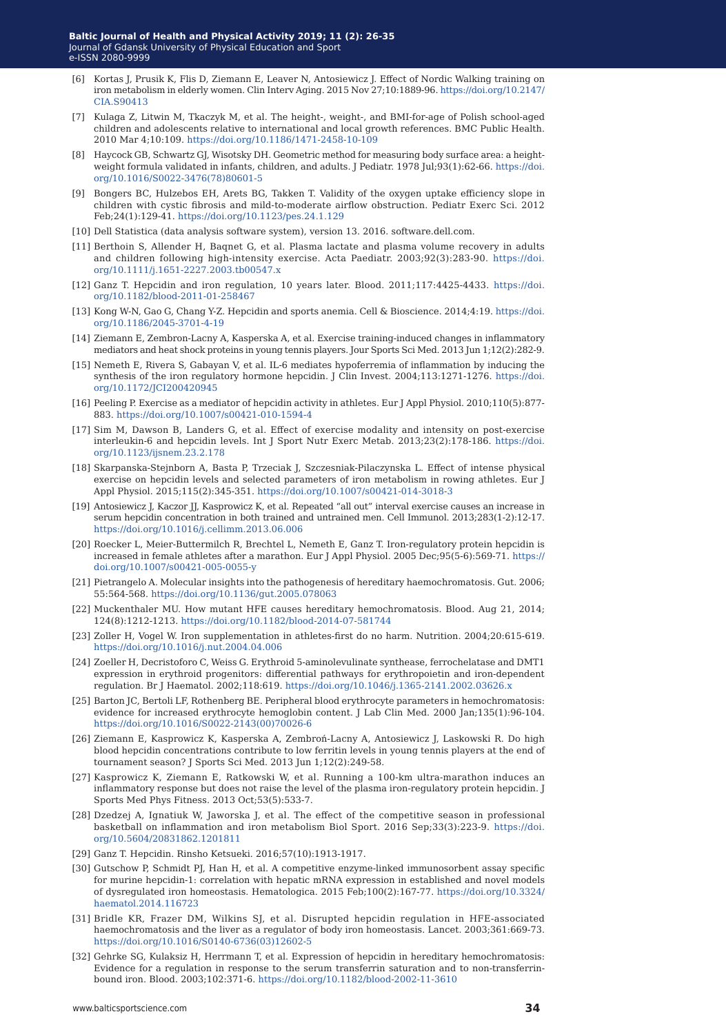[6] Kortas J, Prusik K, Flis D, Ziemann E, Leaver N, Antosiewicz J. Effect of Nordic Walking training on iron metabolism in elderly women. Clin Interv Aging. 2015 Nov 27;10:1889-96. https://doi.org/10.2147/CIA.S90413

[7] Kulaga Z, Litwin M, Tkaczyk M, et al. The height-, weight-, and BMI-for-age of Polish school-aged children and adolescents relative to international and local growth references. BMC Public Health. 2010 Mar 4;10:109. https://doi.org/10.1186/1471-2458-10-109

[8] Haycock GB, Schwartz GJ, Wisotsky DH. Geometric method for measuring body surface area: a height-weight formula validated in infants, children, and adults. J Pediatr. 1978 Jul;93(1):62-66. https://doi.org/10.1016/S0022-3476(78)80601-5

[9] Bongers BC, Hulzebos EH, Arets BG, Takken T. Validity of the oxygen uptake efficiency slope in children with cystic fibrosis and mild-to-moderate airflow obstruction. Pediatr Exerc Sci. 2012 Feb;24(1):129-41. https://doi.org/10.1123/pes.24.1.129

[10] Dell Statistica (data analysis software system), version 13. 2016. software.dell.com.

[11] Berthoin S, Allender H, Baqnet G, et al. Plasma lactate and plasma volume recovery in adults and children following high-intensity exercise. Acta Paediatr. 2003;92(3):283-90. https://doi.org/10.1111/j.1651-2227.2003.tb00547.x

[12] Ganz T. Hepcidin and iron regulation, 10 years later. Blood. 2011;117:4425-4433. https://doi.org/10.1182/blood-2011-01-258467

[13] Kong W-N, Gao G, Chang Y-Z. Hepcidin and sports anemia. Cell & Bioscience. 2014;4:19. https://doi.org/10.1186/2045-3701-4-19

[14] Ziemann E, Zembron-Lacny A, Kasperska A, et al. Exercise training-induced changes in inflammatory mediators and heat shock proteins in young tennis players. Jour Sports Sci Med. 2013 Jun 1;12(2):282-9.

[15] Nemeth E, Rivera S, Gabayan V, et al. IL-6 mediates hypoferremia of inflammation by inducing the synthesis of the iron regulatory hormone hepcidin. J Clin Invest. 2004;113:1271-1276. https://doi.org/10.1172/JCI200420945

[16] Peeling P. Exercise as a mediator of hepcidin activity in athletes. Eur J Appl Physiol. 2010;110(5):877-883. https://doi.org/10.1007/s00421-010-1594-4

[17] Sim M, Dawson B, Landers G, et al. Effect of exercise modality and intensity on post-exercise interleukin-6 and hepcidin levels. Int J Sport Nutr Exerc Metab. 2013;23(2):178-186. https://doi.org/10.1123/ijsnem.23.2.178

[18] Skarpanska-Stejnborn A, Basta P, Trzeciak J, Szczesniak-Pilaczynska L. Effect of intense physical exercise on hepcidin levels and selected parameters of iron metabolism in rowing athletes. Eur J Appl Physiol. 2015;115(2):345-351. https://doi.org/10.1007/s00421-014-3018-3

[19] Antosiewicz J, Kaczor JJ, Kasprowicz K, et al. Repeated "all out" interval exercise causes an increase in serum hepcidin concentration in both trained and untrained men. Cell Immunol. 2013;283(1-2):12-17. https://doi.org/10.1016/j.cellimm.2013.06.006

[20] Roecker L, Meier-Buttermilch R, Brechtel L, Nemeth E, Ganz T. Iron-regulatory protein hepcidin is increased in female athletes after a marathon. Eur J Appl Physiol. 2005 Dec;95(5-6):569-71. https://doi.org/10.1007/s00421-005-0055-y

[21] Pietrangelo A. Molecular insights into the pathogenesis of hereditary haemochromatosis. Gut. 2006; 55:564-568. https://doi.org/10.1136/gut.2005.078063

[22] Muckenthaler MU. How mutant HFE causes hereditary hemochromatosis. Blood. Aug 21, 2014; 124(8):1212-1213. https://doi.org/10.1182/blood-2014-07-581744

[23] Zoller H, Vogel W. Iron supplementation in athletes-first do no harm. Nutrition. 2004;20:615-619. https://doi.org/10.1016/j.nut.2004.04.006

[24] Zoeller H, Decristoforo C, Weiss G. Erythroid 5-aminolevulinate synthease, ferrochelatase and DMT1 expression in erythroid progenitors: differential pathways for erythropoietin and iron-dependent regulation. Br J Haematol. 2002;118:619. https://doi.org/10.1046/j.1365-2141.2002.03626.x

[25] Barton JC, Bertoli LF, Rothenberg BE. Peripheral blood erythrocyte parameters in hemochromatosis: evidence for increased erythrocyte hemoglobin content. J Lab Clin Med. 2000 Jan;135(1):96-104. https://doi.org/10.1016/S0022-2143(00)70026-6

[26] Ziemann E, Kasprowicz K, Kasperska A, Zembroń-Lacny A, Antosiewicz J, Laskowski R. Do high blood hepcidin concentrations contribute to low ferritin levels in young tennis players at the end of tournament season? J Sports Sci Med. 2013 Jun 1;12(2):249-58.

[27] Kasprowicz K, Ziemann E, Ratkowski W, et al. Running a 100-km ultra-marathon induces an inflammatory response but does not raise the level of the plasma iron-regulatory protein hepcidin. J Sports Med Phys Fitness. 2013 Oct;53(5):533-7.

[28] Dzedzej A, Ignatiuk W, Jaworska J, et al. The effect of the competitive season in professional basketball on inflammation and iron metabolism Biol Sport. 2016 Sep;33(3):223-9. https://doi.org/10.5604/20831862.1201811

[29] Ganz T. Hepcidin. Rinsho Ketsueki. 2016;57(10):1913-1917.

[30] Gutschow P, Schmidt PJ, Han H, et al. A competitive enzyme-linked immunosorbent assay specific for murine hepcidin-1: correlation with hepatic mRNA expression in established and novel models of dysregulated iron homeostasis. Hematologica. 2015 Feb;100(2):167-77. https://doi.org/10.3324/haematol.2014.116723

[31] Bridle KR, Frazer DM, Wilkins SJ, et al. Disrupted hepcidin regulation in HFE-associated haemochromatosis and the liver as a regulator of body iron homeostasis. Lancet. 2003;361:669-73. https://doi.org/10.1016/S0140-6736(03)12602-5

[32] Gehrke SG, Kulaksiz H, Herrmann T, et al. Expression of hepcidin in hereditary hemochromatosis: Evidence for a regulation in response to the serum transferrin saturation and to non-transferrin-bound iron. Blood. 2003;102:371-6. https://doi.org/10.1182/blood-2002-11-3610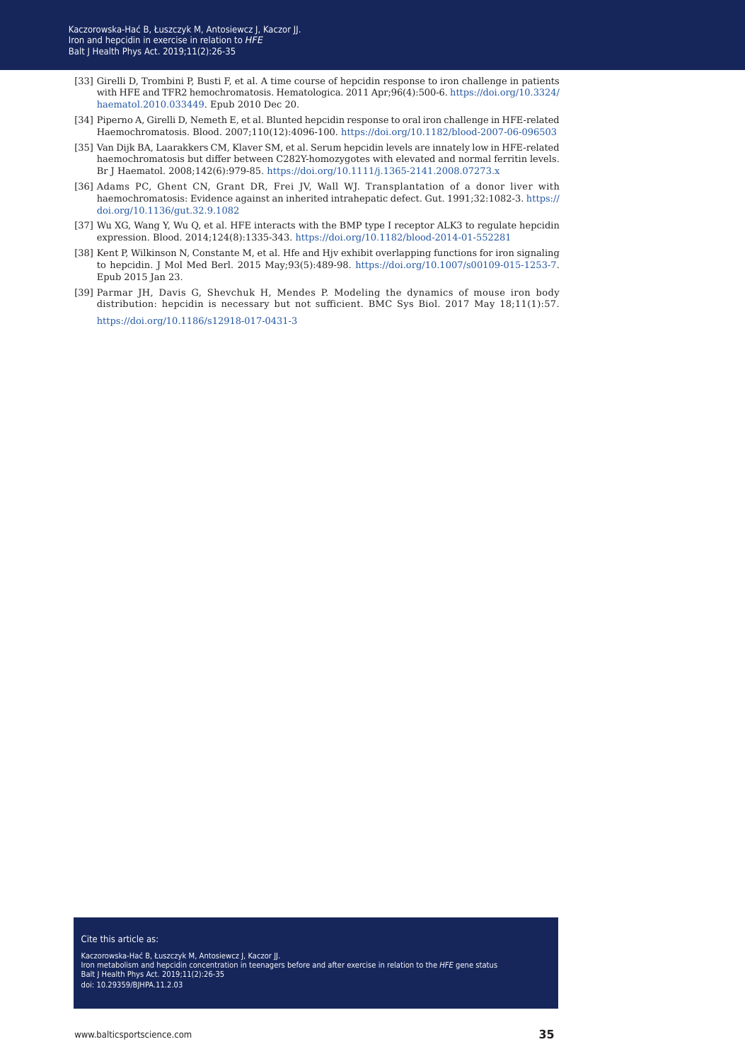[33] Girelli D, Trombini P, Busti F, et al. A time course of hepcidin response to iron challenge in patients with HFE and TFR2 hemochromatosis. Hematologica. 2011 Apr;96(4):500-6. https://doi.org/10.3324/haematol.2010.033449. Epub 2010 Dec 20.

[34] Piperno A, Girelli D, Nemeth E, et al. Blunted hepcidin response to oral iron challenge in HFE-related Haemochromatosis. Blood. 2007;110(12):4096-100. https://doi.org/10.1182/blood-2007-06-096503

[35] Van Dijk BA, Laarakkers CM, Klaver SM, et al. Serum hepcidin levels are innately low in HFE-related haemochromatosis but differ between C282Y-homozygotes with elevated and normal ferritin levels. Br J Haematol. 2008;142(6):979-85. https://doi.org/10.1111/j.1365-2141.2008.07273.x

[36] Adams PC, Ghent CN, Grant DR, Frei JV, Wall WJ. Transplantation of a donor liver with haemochromatosis: Evidence against an inherited intrahepatic defect. Gut. 1991;32:1082-3. https://doi.org/10.1136/gut.32.9.1082

[37] Wu XG, Wang Y, Wu Q, et al. HFE interacts with the BMP type I receptor ALK3 to regulate hepcidin expression. Blood. 2014;124(8):1335-343. https://doi.org/10.1182/blood-2014-01-552281

[38] Kent P, Wilkinson N, Constante M, et al. Hfe and Hjv exhibit overlapping functions for iron signaling to hepcidin. J Mol Med Berl. 2015 May;93(5):489-98. https://doi.org/10.1007/s00109-015-1253-7. Epub 2015 Jan 23.

[39] Parmar JH, Davis G, Shevchuk H, Mendes P. Modeling the dynamics of mouse iron body distribution: hepcidin is necessary but not sufficient. BMC Sys Biol. 2017 May 18;11(1):57. https://doi.org/10.1186/s12918-017-0431-3

Cite this article as:

Kaczorowska-Hać B, Łuszczyk M, Antosiewcz J, Kaczor JJ.
Iron metabolism and hepcidin concentration in teenagers before and after exercise in relation to the *HFE* gene status
Balt J Health Phys Act. 2019;11(2):26-35
doi: 10.29359/BJHPA.11.2.03